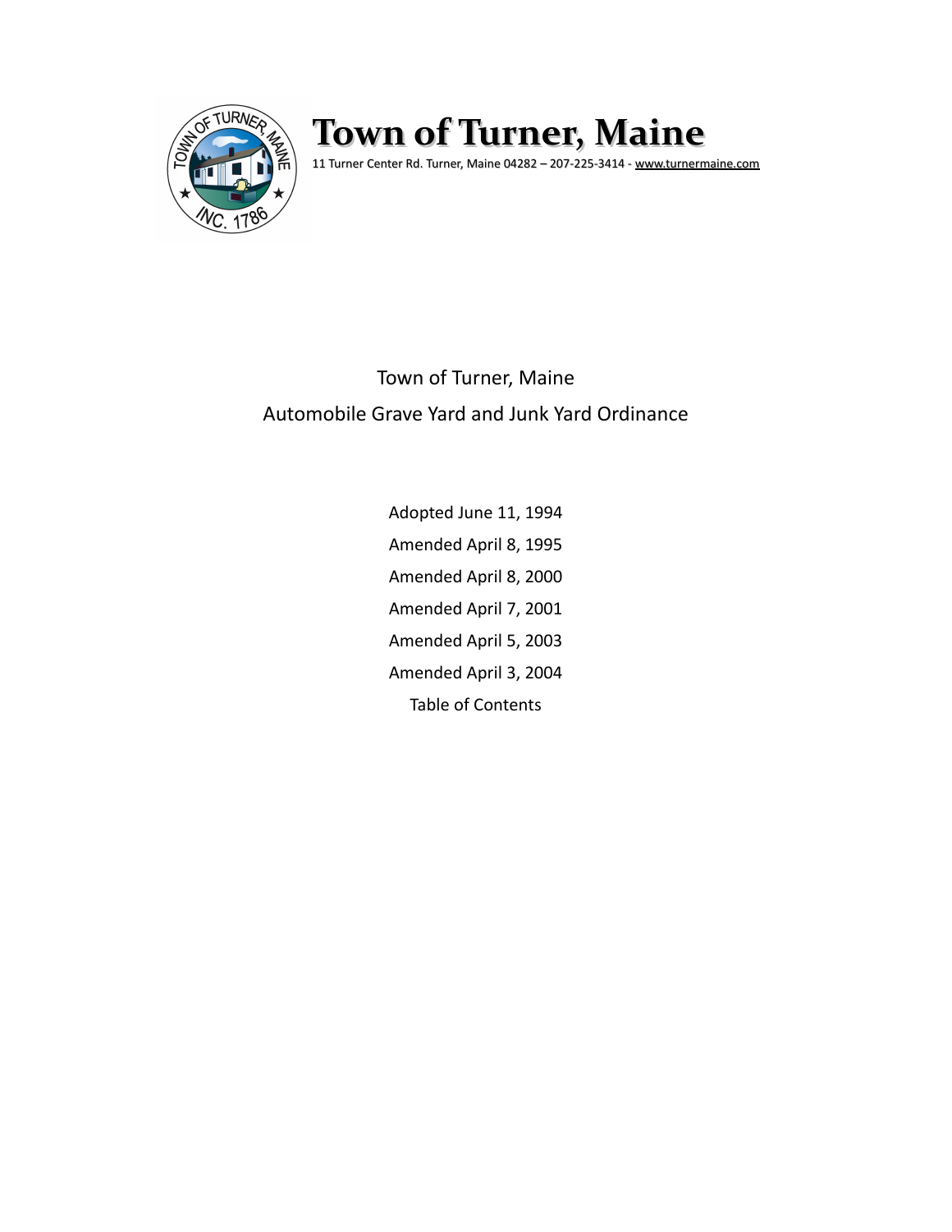# Town of Turner, Maine

11 Turner Center Rd. Turner, Maine 04282 – 207-225-3414 - www.turnermaine.com

## Town of Turner, Maine
## Automobile Grave Yard and Junk Yard Ordinance

Adopted June 11, 1994

Amended April 8, 1995

Amended April 8, 2000

Amended April 7, 2001

Amended April 5, 2003

Amended April 3, 2004

Table of Contents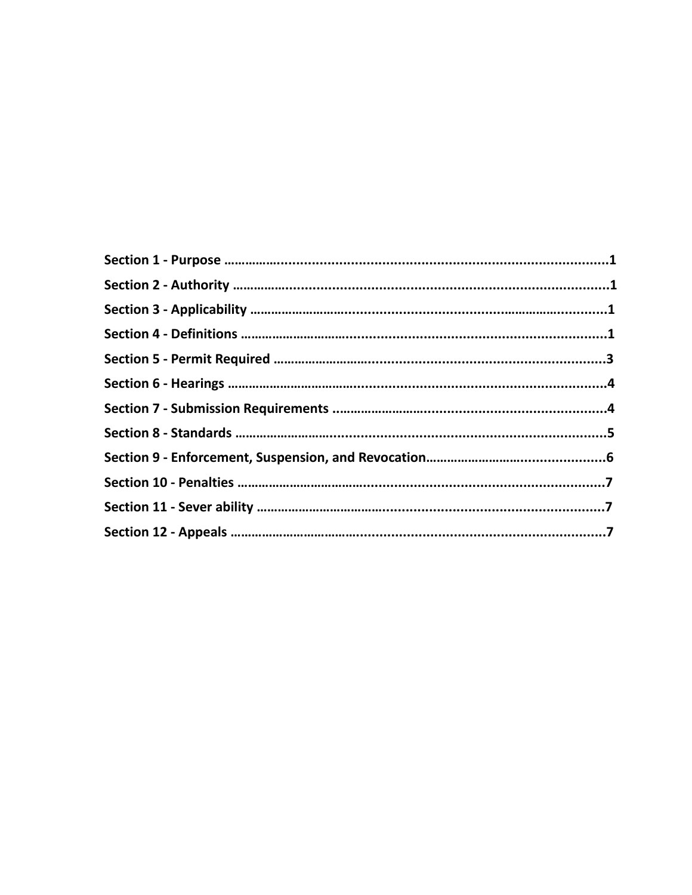**Section 1 - Purpose ……………………………………………………………………………………1**

**Section 2 - Authority ……………………………………………………………………………………1**

**Section 3 - Applicability ………………………………………………………………………………1**

**Section 4 - Definitions …………………………………………………………………………………1**

**Section 5 - Permit Required …………………………………………………………………………3**

**Section 6 - Hearings ……………………………………………………………………………………4**

**Section 7 - Submission Requirements ………………………………………………………………4**

**Section 8 - Standards ……………………………………………………………………………………5**

**Section 9 - Enforcement, Suspension, and Revocation…………………………………………6**

**Section 10 - Penalties ……………………………………………………………………………………7**

**Section 11 - Sever ability ………………………………………………………………………………7**

**Section 12 - Appeals ……………………………………………………………………………………7**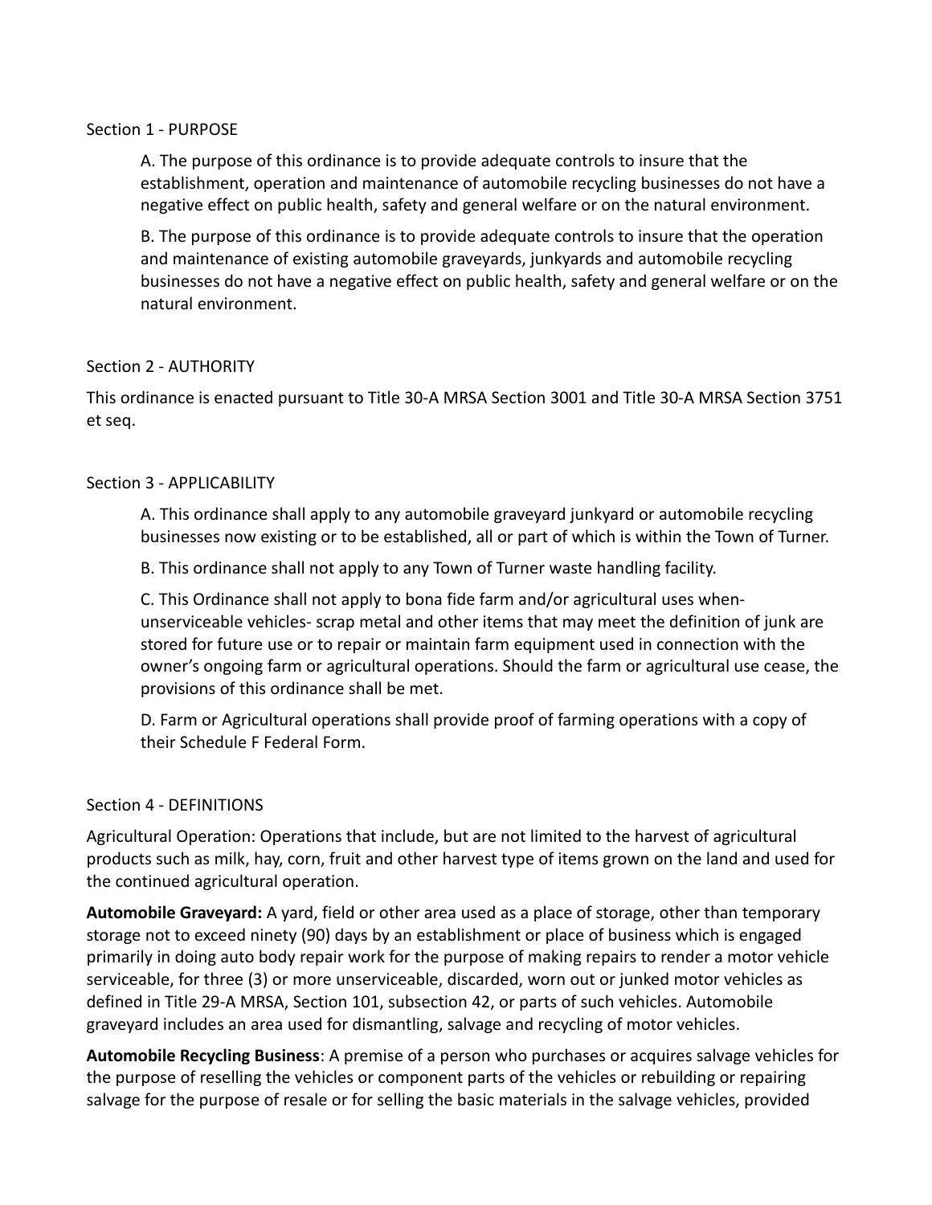## Section 1 - PURPOSE

A. The purpose of this ordinance is to provide adequate controls to insure that the establishment, operation and maintenance of automobile recycling businesses do not have a negative effect on public health, safety and general welfare or on the natural environment.

B. The purpose of this ordinance is to provide adequate controls to insure that the operation and maintenance of existing automobile graveyards, junkyards and automobile recycling businesses do not have a negative effect on public health, safety and general welfare or on the natural environment.

## Section 2 - AUTHORITY

This ordinance is enacted pursuant to Title 30-A MRSA Section 3001 and Title 30-A MRSA Section 3751 et seq.

## Section 3 - APPLICABILITY

A. This ordinance shall apply to any automobile graveyard junkyard or automobile recycling businesses now existing or to be established, all or part of which is within the Town of Turner.

B. This ordinance shall not apply to any Town of Turner waste handling facility.

C. This Ordinance shall not apply to bona fide farm and/or agricultural uses when- unserviceable vehicles- scrap metal and other items that may meet the definition of junk are stored for future use or to repair or maintain farm equipment used in connection with the owner's ongoing farm or agricultural operations. Should the farm or agricultural use cease, the provisions of this ordinance shall be met.

D. Farm or Agricultural operations shall provide proof of farming operations with a copy of their Schedule F Federal Form.

## Section 4 - DEFINITIONS

Agricultural Operation: Operations that include, but are not limited to the harvest of agricultural products such as milk, hay, corn, fruit and other harvest type of items grown on the land and used for the continued agricultural operation.

**Automobile Graveyard:** A yard, field or other area used as a place of storage, other than temporary storage not to exceed ninety (90) days by an establishment or place of business which is engaged primarily in doing auto body repair work for the purpose of making repairs to render a motor vehicle serviceable, for three (3) or more unserviceable, discarded, worn out or junked motor vehicles as defined in Title 29-A MRSA, Section 101, subsection 42, or parts of such vehicles. Automobile graveyard includes an area used for dismantling, salvage and recycling of motor vehicles.

**Automobile Recycling Business**: A premise of a person who purchases or acquires salvage vehicles for the purpose of reselling the vehicles or component parts of the vehicles or rebuilding or repairing salvage for the purpose of resale or for selling the basic materials in the salvage vehicles, provided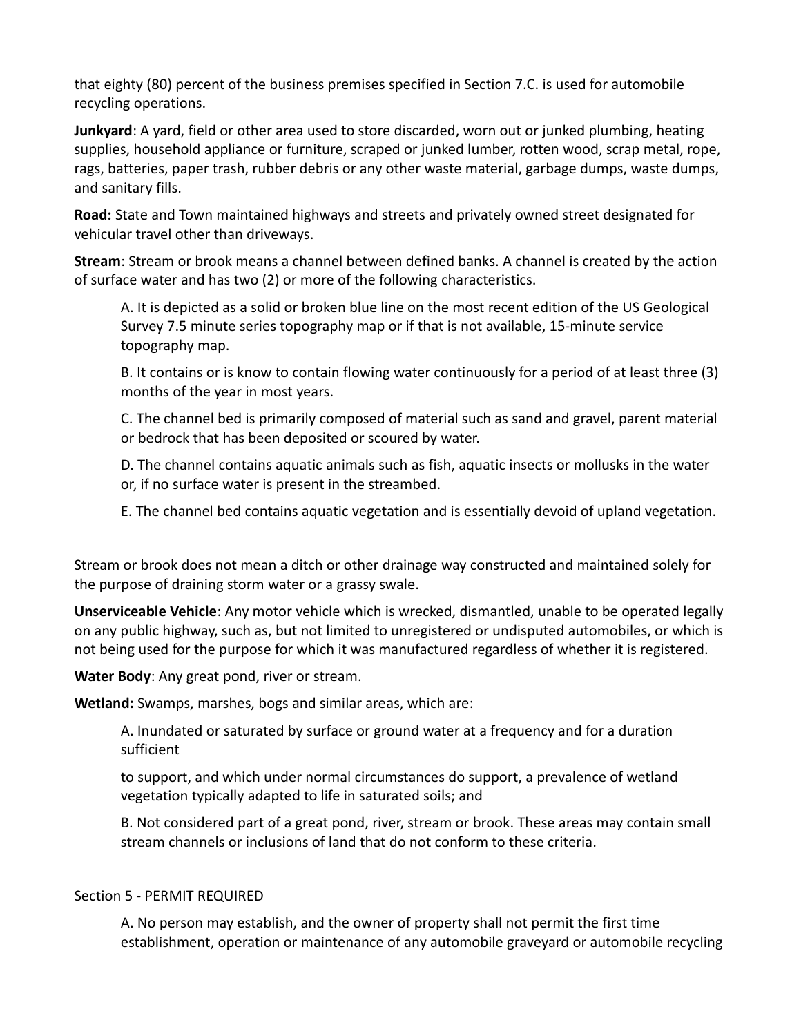that eighty (80) percent of the business premises specified in Section 7.C. is used for automobile recycling operations.

**Junkyard**: A yard, field or other area used to store discarded, worn out or junked plumbing, heating supplies, household appliance or furniture, scraped or junked lumber, rotten wood, scrap metal, rope, rags, batteries, paper trash, rubber debris or any other waste material, garbage dumps, waste dumps, and sanitary fills.

**Road:** State and Town maintained highways and streets and privately owned street designated for vehicular travel other than driveways.

**Stream**: Stream or brook means a channel between defined banks. A channel is created by the action of surface water and has two (2) or more of the following characteristics.

A. It is depicted as a solid or broken blue line on the most recent edition of the US Geological Survey 7.5 minute series topography map or if that is not available, 15-minute service topography map.

B. It contains or is know to contain flowing water continuously for a period of at least three (3) months of the year in most years.

C. The channel bed is primarily composed of material such as sand and gravel, parent material or bedrock that has been deposited or scoured by water.

D. The channel contains aquatic animals such as fish, aquatic insects or mollusks in the water or, if no surface water is present in the streambed.

E. The channel bed contains aquatic vegetation and is essentially devoid of upland vegetation.

Stream or brook does not mean a ditch or other drainage way constructed and maintained solely for the purpose of draining storm water or a grassy swale.

**Unserviceable Vehicle**: Any motor vehicle which is wrecked, dismantled, unable to be operated legally on any public highway, such as, but not limited to unregistered or undisputed automobiles, or which is not being used for the purpose for which it was manufactured regardless of whether it is registered.

**Water Body**: Any great pond, river or stream.

**Wetland:** Swamps, marshes, bogs and similar areas, which are:

A. Inundated or saturated by surface or ground water at a frequency and for a duration sufficient

to support, and which under normal circumstances do support, a prevalence of wetland vegetation typically adapted to life in saturated soils; and

B. Not considered part of a great pond, river, stream or brook. These areas may contain small stream channels or inclusions of land that do not conform to these criteria.

## Section 5 - PERMIT REQUIRED

A. No person may establish, and the owner of property shall not permit the first time establishment, operation or maintenance of any automobile graveyard or automobile recycling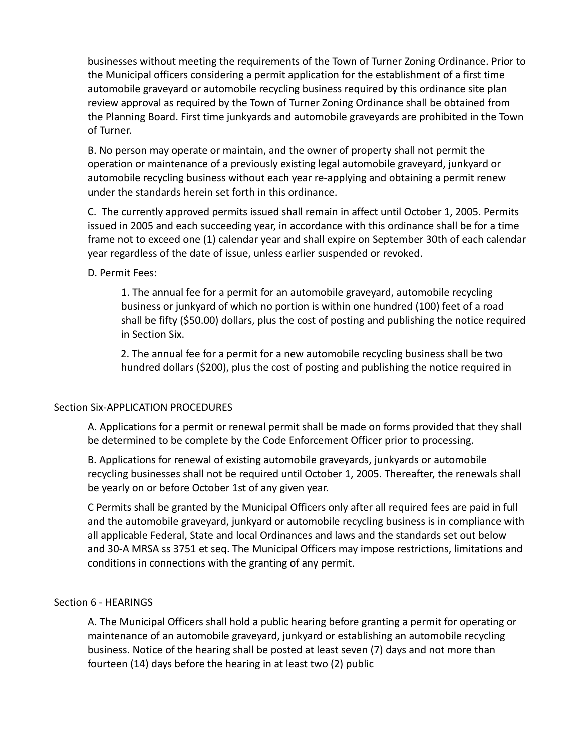businesses without meeting the requirements of the Town of Turner Zoning Ordinance. Prior to the Municipal officers considering a permit application for the establishment of a first time automobile graveyard or automobile recycling business required by this ordinance site plan review approval as required by the Town of Turner Zoning Ordinance shall be obtained from the Planning Board. First time junkyards and automobile graveyards are prohibited in the Town of Turner.

B. No person may operate or maintain, and the owner of property shall not permit the operation or maintenance of a previously existing legal automobile graveyard, junkyard or automobile recycling business without each year re-applying and obtaining a permit renew under the standards herein set forth in this ordinance.

C. The currently approved permits issued shall remain in affect until October 1, 2005. Permits issued in 2005 and each succeeding year, in accordance with this ordinance shall be for a time frame not to exceed one (1) calendar year and shall expire on September 30th of each calendar year regardless of the date of issue, unless earlier suspended or revoked.

D. Permit Fees:

1. The annual fee for a permit for an automobile graveyard, automobile recycling business or junkyard of which no portion is within one hundred (100) feet of a road shall be fifty ($50.00) dollars, plus the cost of posting and publishing the notice required in Section Six.

2. The annual fee for a permit for a new automobile recycling business shall be two hundred dollars ($200), plus the cost of posting and publishing the notice required in

Section Six-APPLICATION PROCEDURES

A. Applications for a permit or renewal permit shall be made on forms provided that they shall be determined to be complete by the Code Enforcement Officer prior to processing.

B. Applications for renewal of existing automobile graveyards, junkyards or automobile recycling businesses shall not be required until October 1, 2005. Thereafter, the renewals shall be yearly on or before October 1st of any given year.

C Permits shall be granted by the Municipal Officers only after all required fees are paid in full and the automobile graveyard, junkyard or automobile recycling business is in compliance with all applicable Federal, State and local Ordinances and laws and the standards set out below and 30-A MRSA ss 3751 et seq. The Municipal Officers may impose restrictions, limitations and conditions in connections with the granting of any permit.

Section 6 - HEARINGS

A. The Municipal Officers shall hold a public hearing before granting a permit for operating or maintenance of an automobile graveyard, junkyard or establishing an automobile recycling business. Notice of the hearing shall be posted at least seven (7) days and not more than fourteen (14) days before the hearing in at least two (2) public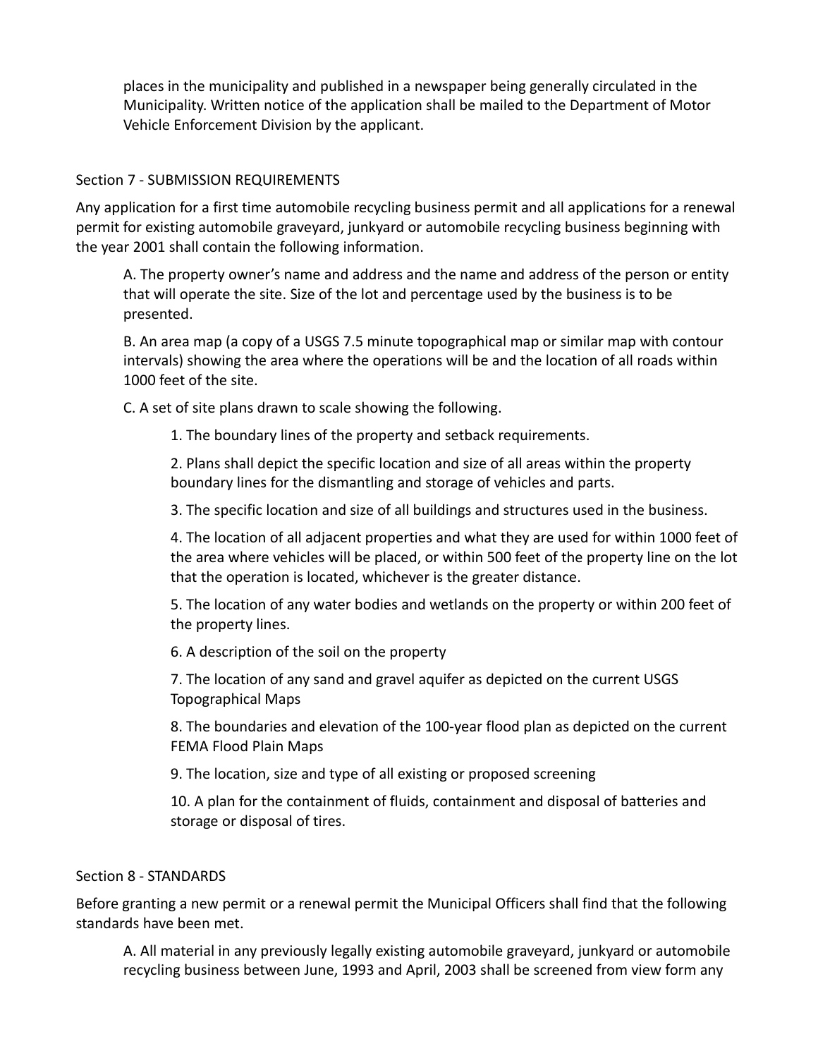places in the municipality and published in a newspaper being generally circulated in the Municipality. Written notice of the application shall be mailed to the Department of Motor Vehicle Enforcement Division by the applicant.

## Section 7 - SUBMISSION REQUIREMENTS

Any application for a first time automobile recycling business permit and all applications for a renewal permit for existing automobile graveyard, junkyard or automobile recycling business beginning with the year 2001 shall contain the following information.

A. The property owner's name and address and the name and address of the person or entity that will operate the site. Size of the lot and percentage used by the business is to be presented.

B. An area map (a copy of a USGS 7.5 minute topographical map or similar map with contour intervals) showing the area where the operations will be and the location of all roads within 1000 feet of the site.

C. A set of site plans drawn to scale showing the following.

1. The boundary lines of the property and setback requirements.

2. Plans shall depict the specific location and size of all areas within the property boundary lines for the dismantling and storage of vehicles and parts.

3. The specific location and size of all buildings and structures used in the business.

4. The location of all adjacent properties and what they are used for within 1000 feet of the area where vehicles will be placed, or within 500 feet of the property line on the lot that the operation is located, whichever is the greater distance.

5. The location of any water bodies and wetlands on the property or within 200 feet of the property lines.

6. A description of the soil on the property

7. The location of any sand and gravel aquifer as depicted on the current USGS Topographical Maps

8. The boundaries and elevation of the 100-year flood plan as depicted on the current FEMA Flood Plain Maps

9. The location, size and type of all existing or proposed screening

10. A plan for the containment of fluids, containment and disposal of batteries and storage or disposal of tires.

## Section 8 - STANDARDS

Before granting a new permit or a renewal permit the Municipal Officers shall find that the following standards have been met.

A. All material in any previously legally existing automobile graveyard, junkyard or automobile recycling business between June, 1993 and April, 2003 shall be screened from view form any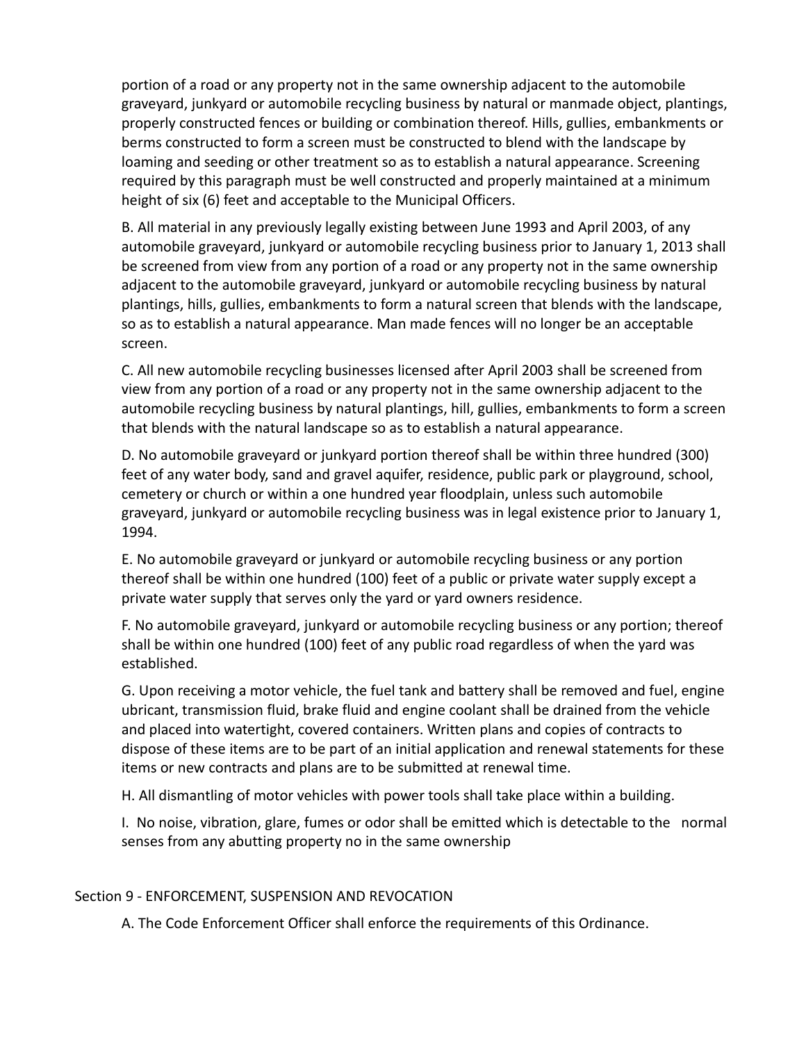portion of a road or any property not in the same ownership adjacent to the automobile graveyard, junkyard or automobile recycling business by natural or manmade object, plantings, properly constructed fences or building or combination thereof. Hills, gullies, embankments or berms constructed to form a screen must be constructed to blend with the landscape by loaming and seeding or other treatment so as to establish a natural appearance. Screening required by this paragraph must be well constructed and properly maintained at a minimum height of six (6) feet and acceptable to the Municipal Officers.

B. All material in any previously legally existing between June 1993 and April 2003, of any automobile graveyard, junkyard or automobile recycling business prior to January 1, 2013 shall be screened from view from any portion of a road or any property not in the same ownership adjacent to the automobile graveyard, junkyard or automobile recycling business by natural plantings, hills, gullies, embankments to form a natural screen that blends with the landscape, so as to establish a natural appearance. Man made fences will no longer be an acceptable screen.

C. All new automobile recycling businesses licensed after April 2003 shall be screened from view from any portion of a road or any property not in the same ownership adjacent to the automobile recycling business by natural plantings, hill, gullies, embankments to form a screen that blends with the natural landscape so as to establish a natural appearance.

D. No automobile graveyard or junkyard portion thereof shall be within three hundred (300) feet of any water body, sand and gravel aquifer, residence, public park or playground, school, cemetery or church or within a one hundred year floodplain, unless such automobile graveyard, junkyard or automobile recycling business was in legal existence prior to January 1, 1994.

E. No automobile graveyard or junkyard or automobile recycling business or any portion thereof shall be within one hundred (100) feet of a public or private water supply except a private water supply that serves only the yard or yard owners residence.

F. No automobile graveyard, junkyard or automobile recycling business or any portion; thereof shall be within one hundred (100) feet of any public road regardless of when the yard was established.

G. Upon receiving a motor vehicle, the fuel tank and battery shall be removed and fuel, engine ubricant, transmission fluid, brake fluid and engine coolant shall be drained from the vehicle and placed into watertight, covered containers. Written plans and copies of contracts to dispose of these items are to be part of an initial application and renewal statements for these items or new contracts and plans are to be submitted at renewal time.

H. All dismantling of motor vehicles with power tools shall take place within a building.

I. No noise, vibration, glare, fumes or odor shall be emitted which is detectable to the normal senses from any abutting property no in the same ownership

## Section 9 - ENFORCEMENT, SUSPENSION AND REVOCATION

A. The Code Enforcement Officer shall enforce the requirements of this Ordinance.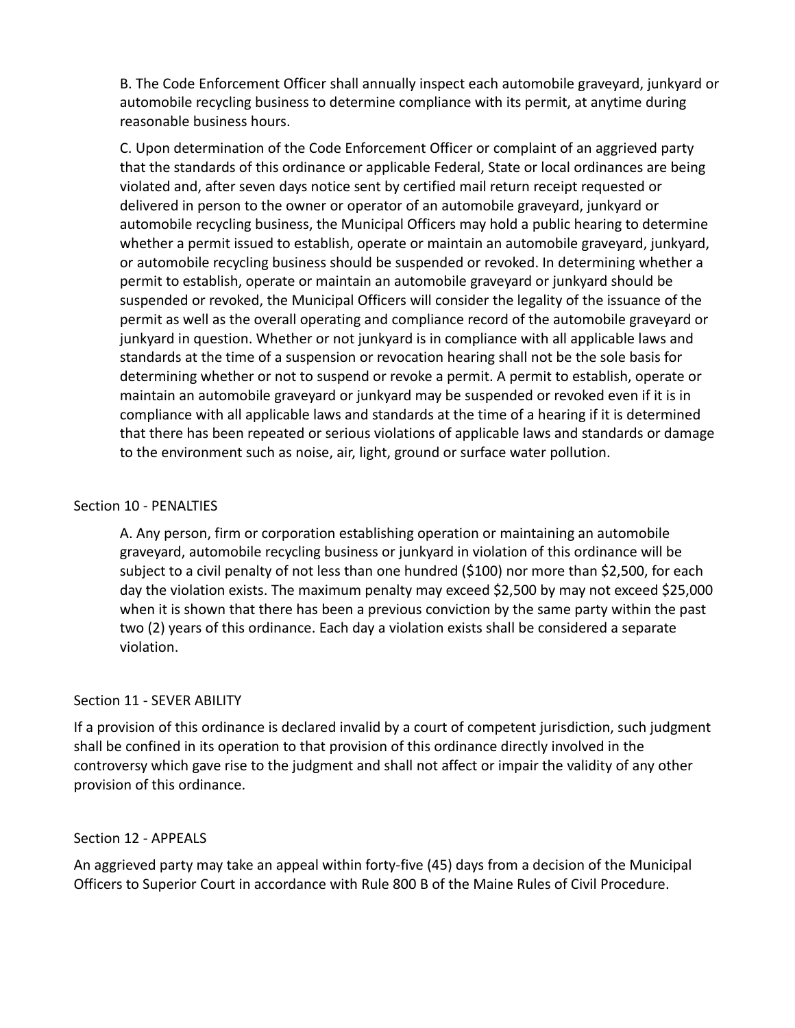B. The Code Enforcement Officer shall annually inspect each automobile graveyard, junkyard or automobile recycling business to determine compliance with its permit, at anytime during reasonable business hours.

C. Upon determination of the Code Enforcement Officer or complaint of an aggrieved party that the standards of this ordinance or applicable Federal, State or local ordinances are being violated and, after seven days notice sent by certified mail return receipt requested or delivered in person to the owner or operator of an automobile graveyard, junkyard or automobile recycling business, the Municipal Officers may hold a public hearing to determine whether a permit issued to establish, operate or maintain an automobile graveyard, junkyard, or automobile recycling business should be suspended or revoked. In determining whether a permit to establish, operate or maintain an automobile graveyard or junkyard should be suspended or revoked, the Municipal Officers will consider the legality of the issuance of the permit as well as the overall operating and compliance record of the automobile graveyard or junkyard in question. Whether or not junkyard is in compliance with all applicable laws and standards at the time of a suspension or revocation hearing shall not be the sole basis for determining whether or not to suspend or revoke a permit. A permit to establish, operate or maintain an automobile graveyard or junkyard may be suspended or revoked even if it is in compliance with all applicable laws and standards at the time of a hearing if it is determined that there has been repeated or serious violations of applicable laws and standards or damage to the environment such as noise, air, light, ground or surface water pollution.

## Section 10 - PENALTIES

A. Any person, firm or corporation establishing operation or maintaining an automobile graveyard, automobile recycling business or junkyard in violation of this ordinance will be subject to a civil penalty of not less than one hundred ($100) nor more than $2,500, for each day the violation exists. The maximum penalty may exceed $2,500 by may not exceed $25,000 when it is shown that there has been a previous conviction by the same party within the past two (2) years of this ordinance. Each day a violation exists shall be considered a separate violation.

## Section 11 - SEVER ABILITY

If a provision of this ordinance is declared invalid by a court of competent jurisdiction, such judgment shall be confined in its operation to that provision of this ordinance directly involved in the controversy which gave rise to the judgment and shall not affect or impair the validity of any other provision of this ordinance.

## Section 12 - APPEALS

An aggrieved party may take an appeal within forty-five (45) days from a decision of the Municipal Officers to Superior Court in accordance with Rule 800 B of the Maine Rules of Civil Procedure.